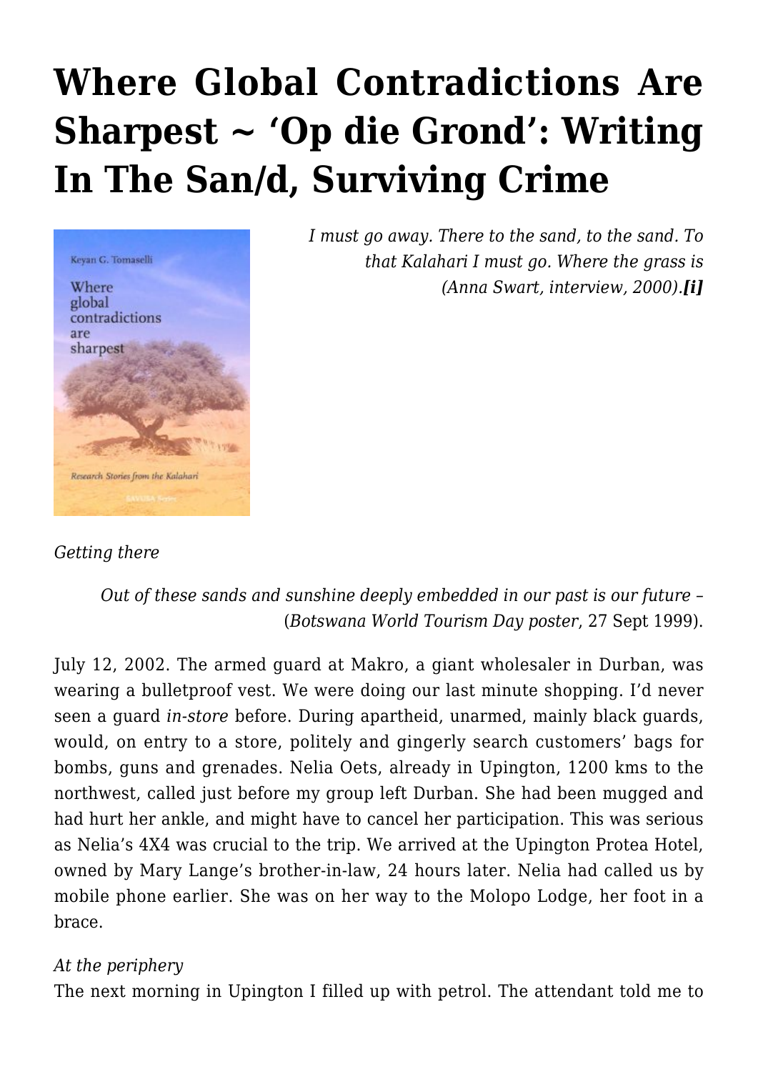# Where Global Contradictions Are Sharpest ~ 'Op die Grond': Writing In The San/d, Surviving Crime

*I must go away. There to the sand, to the sand. To that Kalahari I must go. Where the grass is (Anna Swart, interview, 2000).**[i]***

*Getting there*

> *Out of these sands and sunshine deeply embedded in our past is our future* – (*Botswana World Tourism Day poster*, 27 Sept 1999).

July 12, 2002. The armed guard at Makro, a giant wholesaler in Durban, was wearing a bulletproof vest. We were doing our last minute shopping. I'd never seen a guard *in-store* before. During apartheid, unarmed, mainly black guards, would, on entry to a store, politely and gingerly search customers' bags for bombs, guns and grenades. Nelia Oets, already in Upington, 1200 kms to the northwest, called just before my group left Durban. She had been mugged and had hurt her ankle, and might have to cancel her participation. This was serious as Nelia's 4X4 was crucial to the trip. We arrived at the Upington Protea Hotel, owned by Mary Lange's brother-in-law, 24 hours later. Nelia had called us by mobile phone earlier. She was on her way to the Molopo Lodge, her foot in a brace.

*At the periphery*

The next morning in Upington I filled up with petrol. The attendant told me to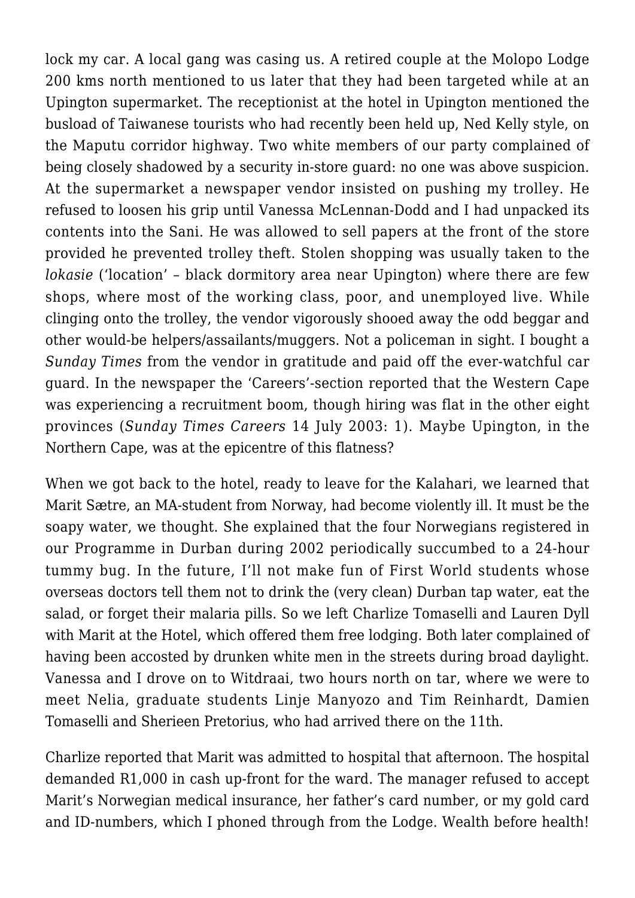lock my car. A local gang was casing us. A retired couple at the Molopo Lodge 200 kms north mentioned to us later that they had been targeted while at an Upington supermarket. The receptionist at the hotel in Upington mentioned the busload of Taiwanese tourists who had recently been held up, Ned Kelly style, on the Maputu corridor highway. Two white members of our party complained of being closely shadowed by a security in-store guard: no one was above suspicion. At the supermarket a newspaper vendor insisted on pushing my trolley. He refused to loosen his grip until Vanessa McLennan-Dodd and I had unpacked its contents into the Sani. He was allowed to sell papers at the front of the store provided he prevented trolley theft. Stolen shopping was usually taken to the *lokasie* ('location' – black dormitory area near Upington) where there are few shops, where most of the working class, poor, and unemployed live. While clinging onto the trolley, the vendor vigorously shooed away the odd beggar and other would-be helpers/assailants/muggers. Not a policeman in sight. I bought a *Sunday Times* from the vendor in gratitude and paid off the ever-watchful car guard. In the newspaper the 'Careers'-section reported that the Western Cape was experiencing a recruitment boom, though hiring was flat in the other eight provinces (*Sunday Times Careers* 14 July 2003: 1). Maybe Upington, in the Northern Cape, was at the epicentre of this flatness?

When we got back to the hotel, ready to leave for the Kalahari, we learned that Marit Sætre, an MA-student from Norway, had become violently ill. It must be the soapy water, we thought. She explained that the four Norwegians registered in our Programme in Durban during 2002 periodically succumbed to a 24-hour tummy bug. In the future, I'll not make fun of First World students whose overseas doctors tell them not to drink the (very clean) Durban tap water, eat the salad, or forget their malaria pills. So we left Charlize Tomaselli and Lauren Dyll with Marit at the Hotel, which offered them free lodging. Both later complained of having been accosted by drunken white men in the streets during broad daylight. Vanessa and I drove on to Witdraai, two hours north on tar, where we were to meet Nelia, graduate students Linje Manyozo and Tim Reinhardt, Damien Tomaselli and Sherieen Pretorius, who had arrived there on the 11th.

Charlize reported that Marit was admitted to hospital that afternoon. The hospital demanded R1,000 in cash up-front for the ward. The manager refused to accept Marit's Norwegian medical insurance, her father's card number, or my gold card and ID-numbers, which I phoned through from the Lodge. Wealth before health!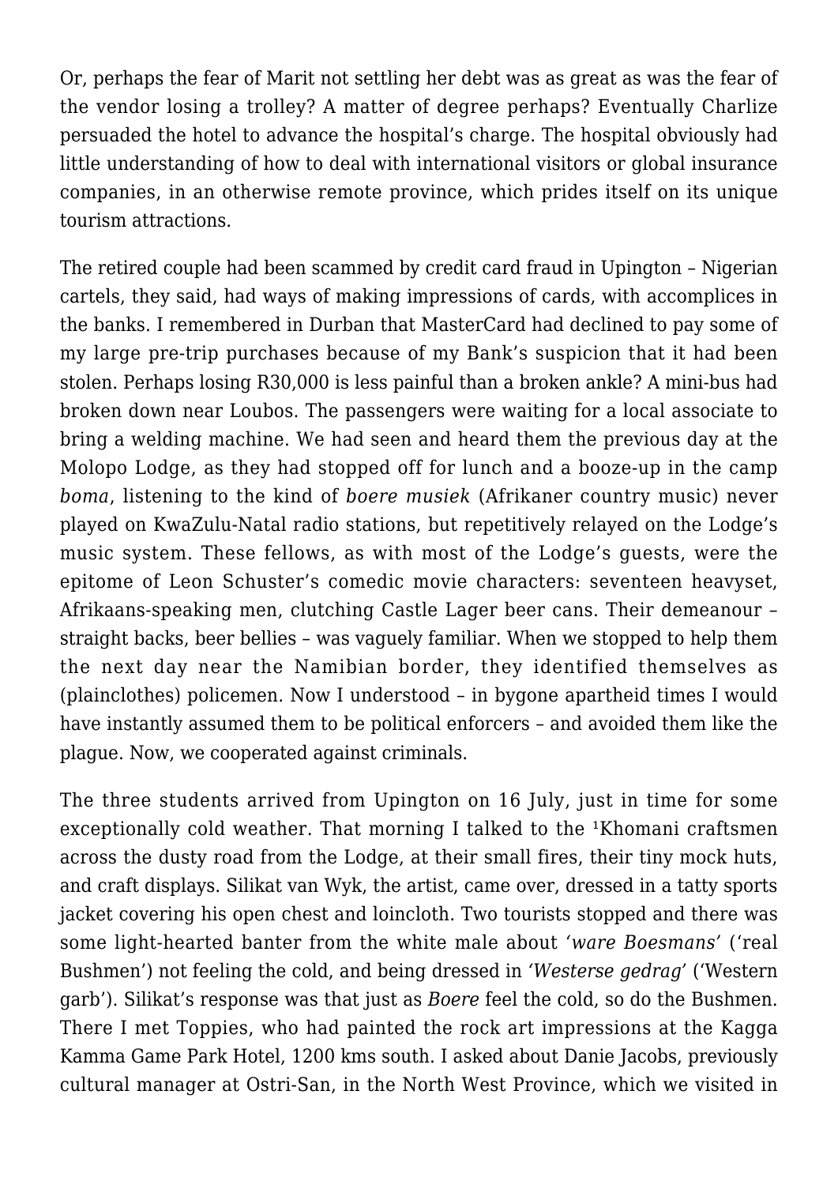Or, perhaps the fear of Marit not settling her debt was as great as was the fear of the vendor losing a trolley? A matter of degree perhaps? Eventually Charlize persuaded the hotel to advance the hospital's charge. The hospital obviously had little understanding of how to deal with international visitors or global insurance companies, in an otherwise remote province, which prides itself on its unique tourism attractions.

The retired couple had been scammed by credit card fraud in Upington – Nigerian cartels, they said, had ways of making impressions of cards, with accomplices in the banks. I remembered in Durban that MasterCard had declined to pay some of my large pre-trip purchases because of my Bank's suspicion that it had been stolen. Perhaps losing R30,000 is less painful than a broken ankle? A mini-bus had broken down near Loubos. The passengers were waiting for a local associate to bring a welding machine. We had seen and heard them the previous day at the Molopo Lodge, as they had stopped off for lunch and a booze-up in the camp *boma*, listening to the kind of *boere musiek* (Afrikaner country music) never played on KwaZulu-Natal radio stations, but repetitively relayed on the Lodge's music system. These fellows, as with most of the Lodge's guests, were the epitome of Leon Schuster's comedic movie characters: seventeen heavyset, Afrikaans-speaking men, clutching Castle Lager beer cans. Their demeanour – straight backs, beer bellies – was vaguely familiar. When we stopped to help them the next day near the Namibian border, they identified themselves as (plainclothes) policemen. Now I understood – in bygone apartheid times I would have instantly assumed them to be political enforcers – and avoided them like the plague. Now, we cooperated against criminals.

The three students arrived from Upington on 16 July, just in time for some exceptionally cold weather. That morning I talked to the ǂKhomani craftsmen across the dusty road from the Lodge, at their small fires, their tiny mock huts, and craft displays. Silikat van Wyk, the artist, came over, dressed in a tatty sports jacket covering his open chest and loincloth. Two tourists stopped and there was some light-hearted banter from the white male about *'ware Boesmans'* ('real Bushmen') not feeling the cold, and being dressed in *'Westerse gedrag'* ('Western garb'). Silikat's response was that just as *Boere* feel the cold, so do the Bushmen. There I met Toppies, who had painted the rock art impressions at the Kagga Kamma Game Park Hotel, 1200 kms south. I asked about Danie Jacobs, previously cultural manager at Ostri-San, in the North West Province, which we visited in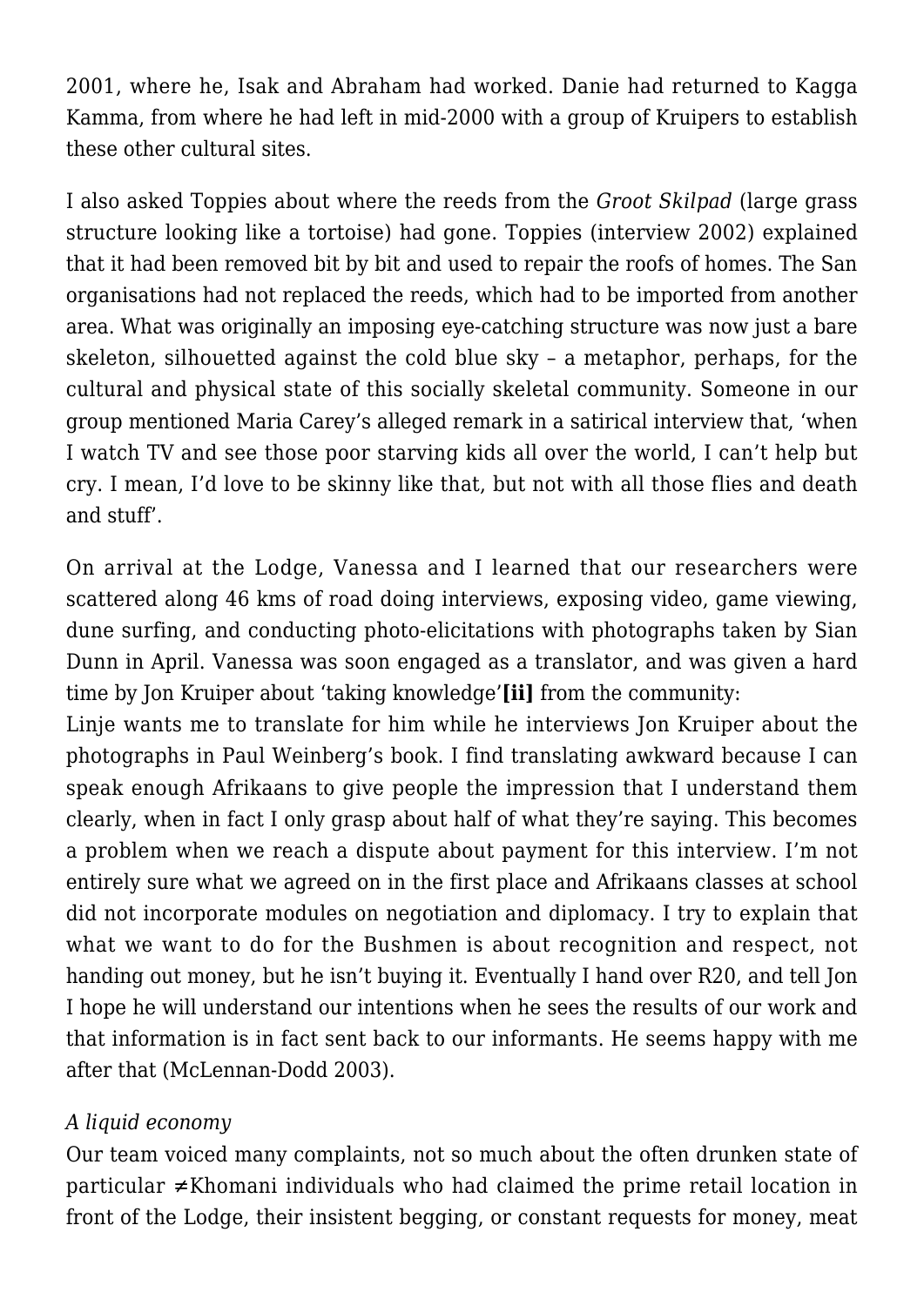2001, where he, Isak and Abraham had worked. Danie had returned to Kagga Kamma, from where he had left in mid-2000 with a group of Kruipers to establish these other cultural sites.

I also asked Toppies about where the reeds from the *Groot Skilpad* (large grass structure looking like a tortoise) had gone. Toppies (interview 2002) explained that it had been removed bit by bit and used to repair the roofs of homes. The San organisations had not replaced the reeds, which had to be imported from another area. What was originally an imposing eye-catching structure was now just a bare skeleton, silhouetted against the cold blue sky – a metaphor, perhaps, for the cultural and physical state of this socially skeletal community. Someone in our group mentioned Maria Carey's alleged remark in a satirical interview that, 'when I watch TV and see those poor starving kids all over the world, I can't help but cry. I mean, I'd love to be skinny like that, but not with all those flies and death and stuff'.

On arrival at the Lodge, Vanessa and I learned that our researchers were scattered along 46 kms of road doing interviews, exposing video, game viewing, dune surfing, and conducting photo-elicitations with photographs taken by Sian Dunn in April. Vanessa was soon engaged as a translator, and was given a hard time by Jon Kruiper about 'taking knowledge'**[ii]** from the community:

Linje wants me to translate for him while he interviews Jon Kruiper about the photographs in Paul Weinberg's book. I find translating awkward because I can speak enough Afrikaans to give people the impression that I understand them clearly, when in fact I only grasp about half of what they're saying. This becomes a problem when we reach a dispute about payment for this interview. I'm not entirely sure what we agreed on in the first place and Afrikaans classes at school did not incorporate modules on negotiation and diplomacy. I try to explain that what we want to do for the Bushmen is about recognition and respect, not handing out money, but he isn't buying it. Eventually I hand over R20, and tell Jon I hope he will understand our intentions when he sees the results of our work and that information is in fact sent back to our informants. He seems happy with me after that (McLennan-Dodd 2003).

*A liquid economy*

Our team voiced many complaints, not so much about the often drunken state of particular ≠Khomani individuals who had claimed the prime retail location in front of the Lodge, their insistent begging, or constant requests for money, meat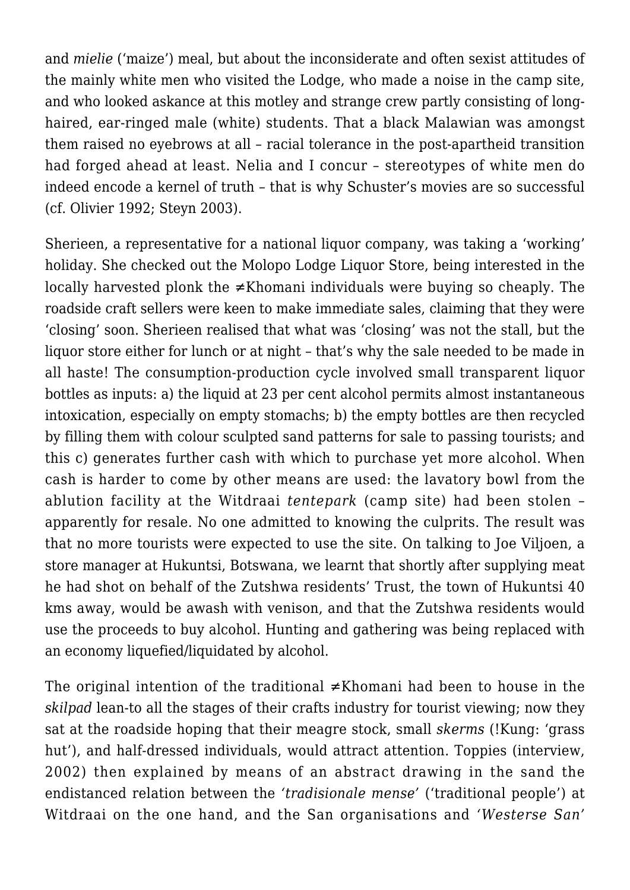and *mielie* ('maize') meal, but about the inconsiderate and often sexist attitudes of the mainly white men who visited the Lodge, who made a noise in the camp site, and who looked askance at this motley and strange crew partly consisting of long-haired, ear-ringed male (white) students. That a black Malawian was amongst them raised no eyebrows at all – racial tolerance in the post-apartheid transition had forged ahead at least. Nelia and I concur – stereotypes of white men do indeed encode a kernel of truth – that is why Schuster's movies are so successful (cf. Olivier 1992; Steyn 2003).

Sherieen, a representative for a national liquor company, was taking a 'working' holiday. She checked out the Molopo Lodge Liquor Store, being interested in the locally harvested plonk the ≠Khomani individuals were buying so cheaply. The roadside craft sellers were keen to make immediate sales, claiming that they were 'closing' soon. Sherieen realised that what was 'closing' was not the stall, but the liquor store either for lunch or at night – that's why the sale needed to be made in all haste! The consumption-production cycle involved small transparent liquor bottles as inputs: a) the liquid at 23 per cent alcohol permits almost instantaneous intoxication, especially on empty stomachs; b) the empty bottles are then recycled by filling them with colour sculpted sand patterns for sale to passing tourists; and this c) generates further cash with which to purchase yet more alcohol. When cash is harder to come by other means are used: the lavatory bowl from the ablution facility at the Witdraai *tentepark* (camp site) had been stolen – apparently for resale. No one admitted to knowing the culprits. The result was that no more tourists were expected to use the site. On talking to Joe Viljoen, a store manager at Hukuntsi, Botswana, we learnt that shortly after supplying meat he had shot on behalf of the Zutshwa residents' Trust, the town of Hukuntsi 40 kms away, would be awash with venison, and that the Zutshwa residents would use the proceeds to buy alcohol. Hunting and gathering was being replaced with an economy liquefied/liquidated by alcohol.

The original intention of the traditional ≠Khomani had been to house in the *skilpad* lean-to all the stages of their crafts industry for tourist viewing; now they sat at the roadside hoping that their meagre stock, small *skerms* (!Kung: 'grass hut'), and half-dressed individuals, would attract attention. Toppies (interview, 2002) then explained by means of an abstract drawing in the sand the endistanced relation between the *'tradisionale mense'* ('traditional people') at Witdraai on the one hand, and the San organisations and *'Westerse San'*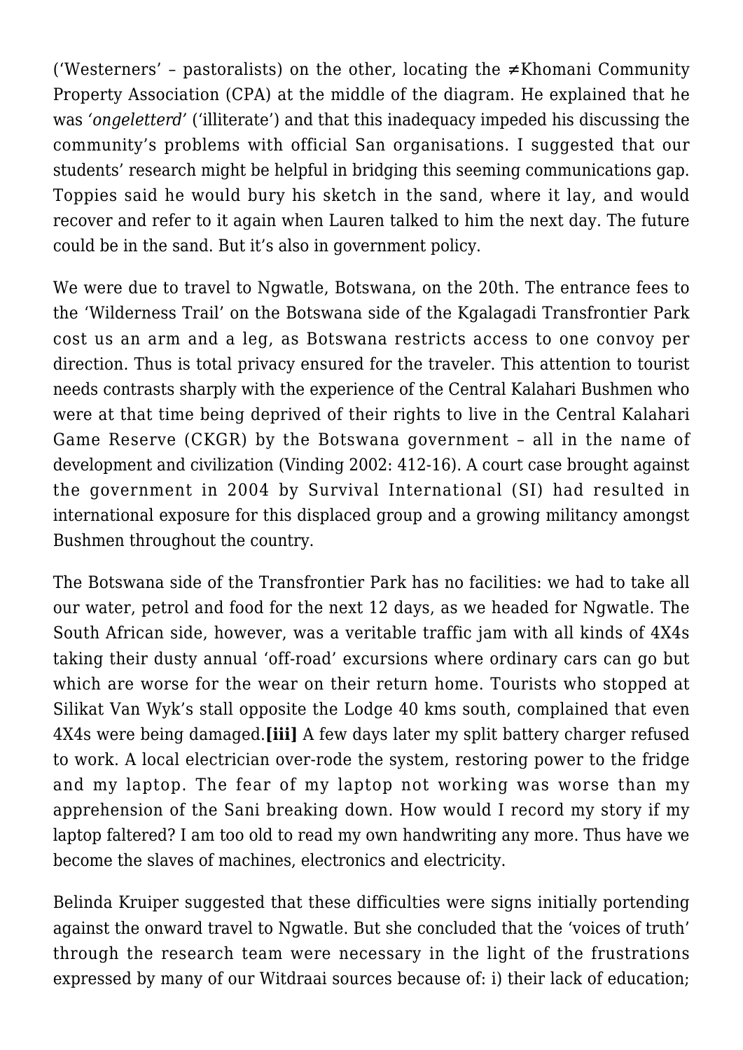('Westerners' – pastoralists) on the other, locating the ≠Khomani Community Property Association (CPA) at the middle of the diagram. He explained that he was *'ongeletterd'* ('illiterate') and that this inadequacy impeded his discussing the community's problems with official San organisations. I suggested that our students' research might be helpful in bridging this seeming communications gap. Toppies said he would bury his sketch in the sand, where it lay, and would recover and refer to it again when Lauren talked to him the next day. The future could be in the sand. But it's also in government policy.

We were due to travel to Ngwatle, Botswana, on the 20th. The entrance fees to the 'Wilderness Trail' on the Botswana side of the Kgalagadi Transfrontier Park cost us an arm and a leg, as Botswana restricts access to one convoy per direction. Thus is total privacy ensured for the traveler. This attention to tourist needs contrasts sharply with the experience of the Central Kalahari Bushmen who were at that time being deprived of their rights to live in the Central Kalahari Game Reserve (CKGR) by the Botswana government – all in the name of development and civilization (Vinding 2002: 412-16). A court case brought against the government in 2004 by Survival International (SI) had resulted in international exposure for this displaced group and a growing militancy amongst Bushmen throughout the country.

The Botswana side of the Transfrontier Park has no facilities: we had to take all our water, petrol and food for the next 12 days, as we headed for Ngwatle. The South African side, however, was a veritable traffic jam with all kinds of 4X4s taking their dusty annual 'off-road' excursions where ordinary cars can go but which are worse for the wear on their return home. Tourists who stopped at Silikat Van Wyk's stall opposite the Lodge 40 kms south, complained that even 4X4s were being damaged.**[iii]** A few days later my split battery charger refused to work. A local electrician over-rode the system, restoring power to the fridge and my laptop. The fear of my laptop not working was worse than my apprehension of the Sani breaking down. How would I record my story if my laptop faltered? I am too old to read my own handwriting any more. Thus have we become the slaves of machines, electronics and electricity.

Belinda Kruiper suggested that these difficulties were signs initially portending against the onward travel to Ngwatle. But she concluded that the 'voices of truth' through the research team were necessary in the light of the frustrations expressed by many of our Witdraai sources because of: i) their lack of education;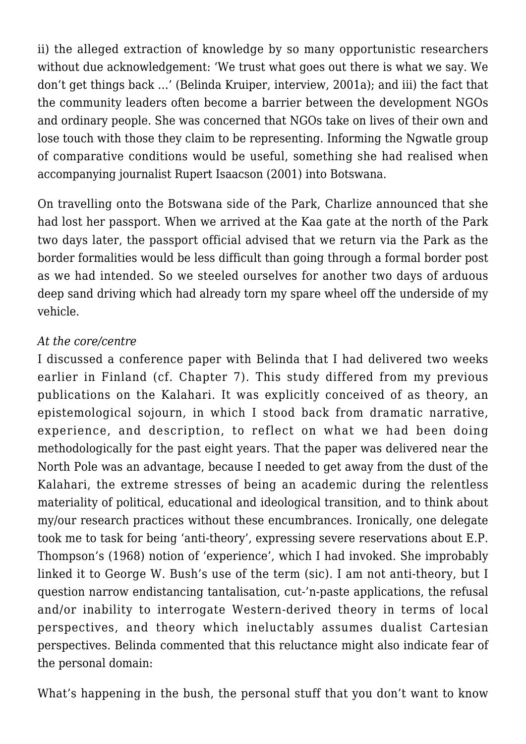ii) the alleged extraction of knowledge by so many opportunistic researchers without due acknowledgement: 'We trust what goes out there is what we say. We don't get things back …' (Belinda Kruiper, interview, 2001a); and iii) the fact that the community leaders often become a barrier between the development NGOs and ordinary people. She was concerned that NGOs take on lives of their own and lose touch with those they claim to be representing. Informing the Ngwatle group of comparative conditions would be useful, something she had realised when accompanying journalist Rupert Isaacson (2001) into Botswana.

On travelling onto the Botswana side of the Park, Charlize announced that she had lost her passport. When we arrived at the Kaa gate at the north of the Park two days later, the passport official advised that we return via the Park as the border formalities would be less difficult than going through a formal border post as we had intended. So we steeled ourselves for another two days of arduous deep sand driving which had already torn my spare wheel off the underside of my vehicle.

*At the core/centre*

I discussed a conference paper with Belinda that I had delivered two weeks earlier in Finland (cf. Chapter 7). This study differed from my previous publications on the Kalahari. It was explicitly conceived of as theory, an epistemological sojourn, in which I stood back from dramatic narrative, experience, and description, to reflect on what we had been doing methodologically for the past eight years. That the paper was delivered near the North Pole was an advantage, because I needed to get away from the dust of the Kalahari, the extreme stresses of being an academic during the relentless materiality of political, educational and ideological transition, and to think about my/our research practices without these encumbrances. Ironically, one delegate took me to task for being 'anti-theory', expressing severe reservations about E.P. Thompson's (1968) notion of 'experience', which I had invoked. She improbably linked it to George W. Bush's use of the term (sic). I am not anti-theory, but I question narrow endistancing tantalisation, cut-'n-paste applications, the refusal and/or inability to interrogate Western-derived theory in terms of local perspectives, and theory which ineluctably assumes dualist Cartesian perspectives. Belinda commented that this reluctance might also indicate fear of the personal domain:

What's happening in the bush, the personal stuff that you don't want to know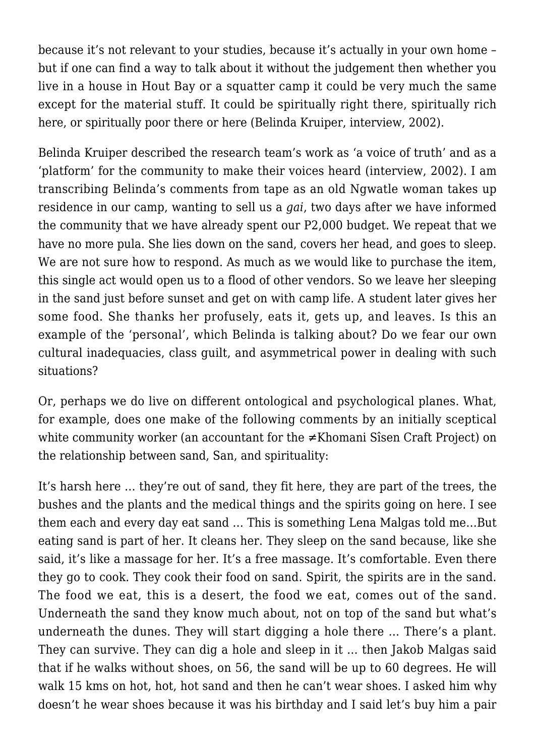because it's not relevant to your studies, because it's actually in your own home – but if one can find a way to talk about it without the judgement then whether you live in a house in Hout Bay or a squatter camp it could be very much the same except for the material stuff. It could be spiritually right there, spiritually rich here, or spiritually poor there or here (Belinda Kruiper, interview, 2002).

Belinda Kruiper described the research team's work as 'a voice of truth' and as a 'platform' for the community to make their voices heard (interview, 2002). I am transcribing Belinda's comments from tape as an old Ngwatle woman takes up residence in our camp, wanting to sell us a *gai*, two days after we have informed the community that we have already spent our P2,000 budget. We repeat that we have no more pula. She lies down on the sand, covers her head, and goes to sleep. We are not sure how to respond. As much as we would like to purchase the item, this single act would open us to a flood of other vendors. So we leave her sleeping in the sand just before sunset and get on with camp life. A student later gives her some food. She thanks her profusely, eats it, gets up, and leaves. Is this an example of the 'personal', which Belinda is talking about? Do we fear our own cultural inadequacies, class guilt, and asymmetrical power in dealing with such situations?

Or, perhaps we do live on different ontological and psychological planes. What, for example, does one make of the following comments by an initially sceptical white community worker (an accountant for the ≠Khomani Sîsen Craft Project) on the relationship between sand, San, and spirituality:

It's harsh here … they're out of sand, they fit here, they are part of the trees, the bushes and the plants and the medical things and the spirits going on here. I see them each and every day eat sand … This is something Lena Malgas told me…But eating sand is part of her. It cleans her. They sleep on the sand because, like she said, it's like a massage for her. It's a free massage. It's comfortable. Even there they go to cook. They cook their food on sand. Spirit, the spirits are in the sand. The food we eat, this is a desert, the food we eat, comes out of the sand. Underneath the sand they know much about, not on top of the sand but what's underneath the dunes. They will start digging a hole there … There's a plant. They can survive. They can dig a hole and sleep in it … then Jakob Malgas said that if he walks without shoes, on 56, the sand will be up to 60 degrees. He will walk 15 kms on hot, hot, hot sand and then he can't wear shoes. I asked him why doesn't he wear shoes because it was his birthday and I said let's buy him a pair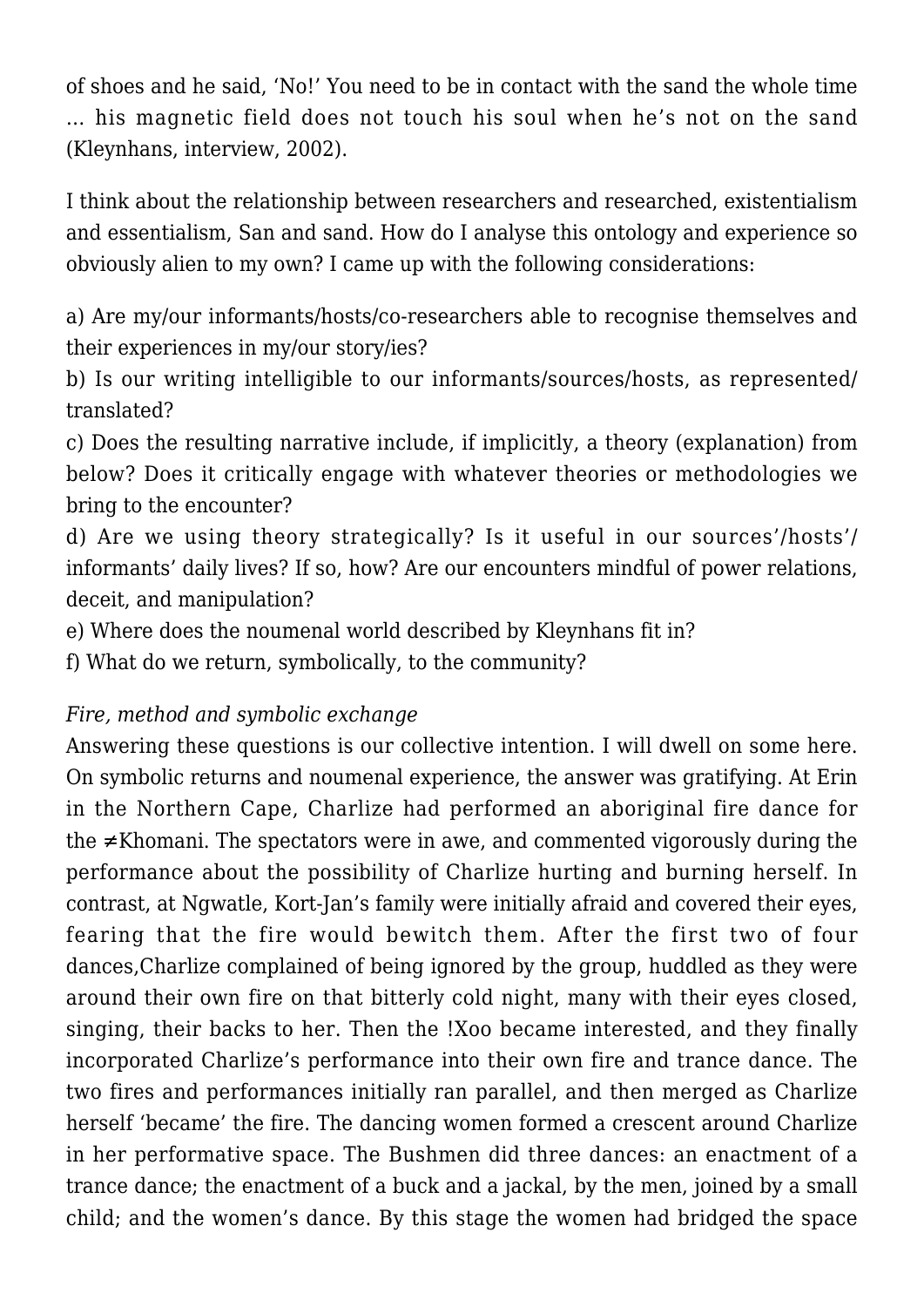of shoes and he said, 'No!' You need to be in contact with the sand the whole time … his magnetic field does not touch his soul when he's not on the sand (Kleynhans, interview, 2002).

I think about the relationship between researchers and researched, existentialism and essentialism, San and sand. How do I analyse this ontology and experience so obviously alien to my own? I came up with the following considerations:

a) Are my/our informants/hosts/co-researchers able to recognise themselves and their experiences in my/our story/ies?
b) Is our writing intelligible to our informants/sources/hosts, as represented/translated?
c) Does the resulting narrative include, if implicitly, a theory (explanation) from below? Does it critically engage with whatever theories or methodologies we bring to the encounter?
d) Are we using theory strategically? Is it useful in our sources'/hosts'/informants' daily lives? If so, how? Are our encounters mindful of power relations, deceit, and manipulation?
e) Where does the noumenal world described by Kleynhans fit in?
f) What do we return, symbolically, to the community?

*Fire, method and symbolic exchange*

Answering these questions is our collective intention. I will dwell on some here. On symbolic returns and noumenal experience, the answer was gratifying. At Erin in the Northern Cape, Charlize had performed an aboriginal fire dance for the ≠Khomani. The spectators were in awe, and commented vigorously during the performance about the possibility of Charlize hurting and burning herself. In contrast, at Ngwatle, Kort-Jan's family were initially afraid and covered their eyes, fearing that the fire would bewitch them. After the first two of four dances,Charlize complained of being ignored by the group, huddled as they were around their own fire on that bitterly cold night, many with their eyes closed, singing, their backs to her. Then the !Xoo became interested, and they finally incorporated Charlize's performance into their own fire and trance dance. The two fires and performances initially ran parallel, and then merged as Charlize herself 'became' the fire. The dancing women formed a crescent around Charlize in her performative space. The Bushmen did three dances: an enactment of a trance dance; the enactment of a buck and a jackal, by the men, joined by a small child; and the women's dance. By this stage the women had bridged the space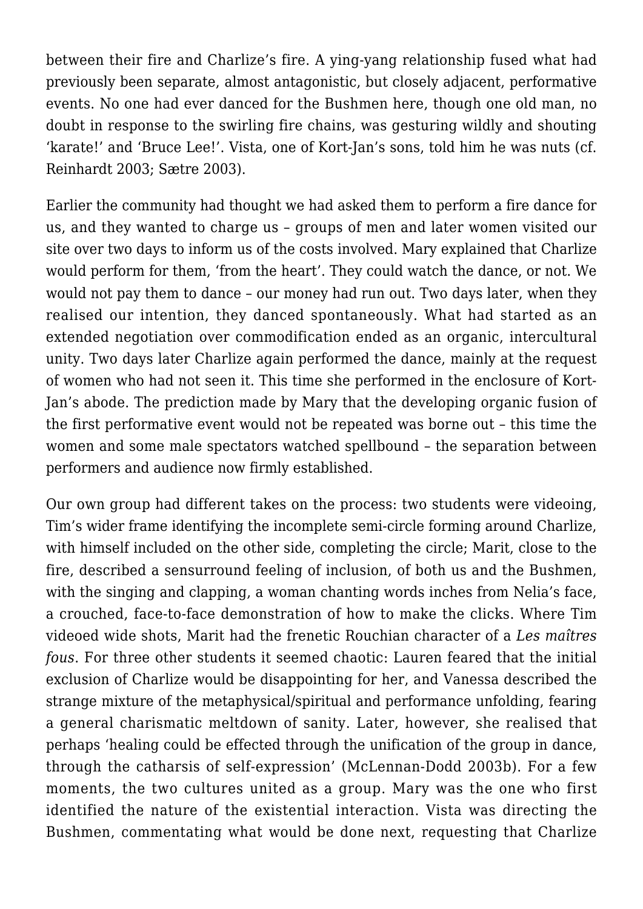between their fire and Charlize's fire. A ying-yang relationship fused what had previously been separate, almost antagonistic, but closely adjacent, performative events. No one had ever danced for the Bushmen here, though one old man, no doubt in response to the swirling fire chains, was gesturing wildly and shouting 'karate!' and 'Bruce Lee!'. Vista, one of Kort-Jan's sons, told him he was nuts (cf. Reinhardt 2003; Sætre 2003).

Earlier the community had thought we had asked them to perform a fire dance for us, and they wanted to charge us – groups of men and later women visited our site over two days to inform us of the costs involved. Mary explained that Charlize would perform for them, 'from the heart'. They could watch the dance, or not. We would not pay them to dance – our money had run out. Two days later, when they realised our intention, they danced spontaneously. What had started as an extended negotiation over commodification ended as an organic, intercultural unity. Two days later Charlize again performed the dance, mainly at the request of women who had not seen it. This time she performed in the enclosure of Kort-Jan's abode. The prediction made by Mary that the developing organic fusion of the first performative event would not be repeated was borne out – this time the women and some male spectators watched spellbound – the separation between performers and audience now firmly established.

Our own group had different takes on the process: two students were videoing, Tim's wider frame identifying the incomplete semi-circle forming around Charlize, with himself included on the other side, completing the circle; Marit, close to the fire, described a sensurround feeling of inclusion, of both us and the Bushmen, with the singing and clapping, a woman chanting words inches from Nelia's face, a crouched, face-to-face demonstration of how to make the clicks. Where Tim videoed wide shots, Marit had the frenetic Rouchian character of a *Les maîtres fous*. For three other students it seemed chaotic: Lauren feared that the initial exclusion of Charlize would be disappointing for her, and Vanessa described the strange mixture of the metaphysical/spiritual and performance unfolding, fearing a general charismatic meltdown of sanity. Later, however, she realised that perhaps 'healing could be effected through the unification of the group in dance, through the catharsis of self-expression' (McLennan-Dodd 2003b). For a few moments, the two cultures united as a group. Mary was the one who first identified the nature of the existential interaction. Vista was directing the Bushmen, commentating what would be done next, requesting that Charlize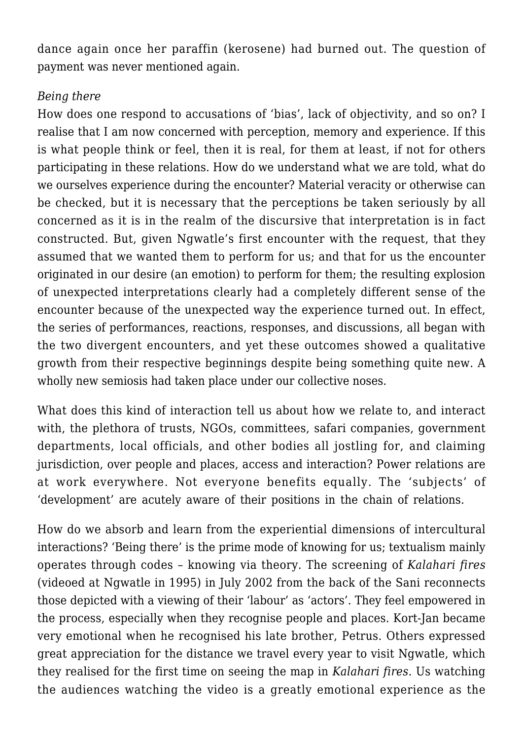dance again once her paraffin (kerosene) had burned out. The question of payment was never mentioned again.

*Being there*

How does one respond to accusations of 'bias', lack of objectivity, and so on? I realise that I am now concerned with perception, memory and experience. If this is what people think or feel, then it is real, for them at least, if not for others participating in these relations. How do we understand what we are told, what do we ourselves experience during the encounter? Material veracity or otherwise can be checked, but it is necessary that the perceptions be taken seriously by all concerned as it is in the realm of the discursive that interpretation is in fact constructed. But, given Ngwatle's first encounter with the request, that they assumed that we wanted them to perform for us; and that for us the encounter originated in our desire (an emotion) to perform for them; the resulting explosion of unexpected interpretations clearly had a completely different sense of the encounter because of the unexpected way the experience turned out. In effect, the series of performances, reactions, responses, and discussions, all began with the two divergent encounters, and yet these outcomes showed a qualitative growth from their respective beginnings despite being something quite new. A wholly new semiosis had taken place under our collective noses.

What does this kind of interaction tell us about how we relate to, and interact with, the plethora of trusts, NGOs, committees, safari companies, government departments, local officials, and other bodies all jostling for, and claiming jurisdiction, over people and places, access and interaction? Power relations are at work everywhere. Not everyone benefits equally. The 'subjects' of 'development' are acutely aware of their positions in the chain of relations.

How do we absorb and learn from the experiential dimensions of intercultural interactions? 'Being there' is the prime mode of knowing for us; textualism mainly operates through codes – knowing via theory. The screening of *Kalahari fires* (videoed at Ngwatle in 1995) in July 2002 from the back of the Sani reconnects those depicted with a viewing of their 'labour' as 'actors'. They feel empowered in the process, especially when they recognise people and places. Kort-Jan became very emotional when he recognised his late brother, Petrus. Others expressed great appreciation for the distance we travel every year to visit Ngwatle, which they realised for the first time on seeing the map in *Kalahari fires*. Us watching the audiences watching the video is a greatly emotional experience as the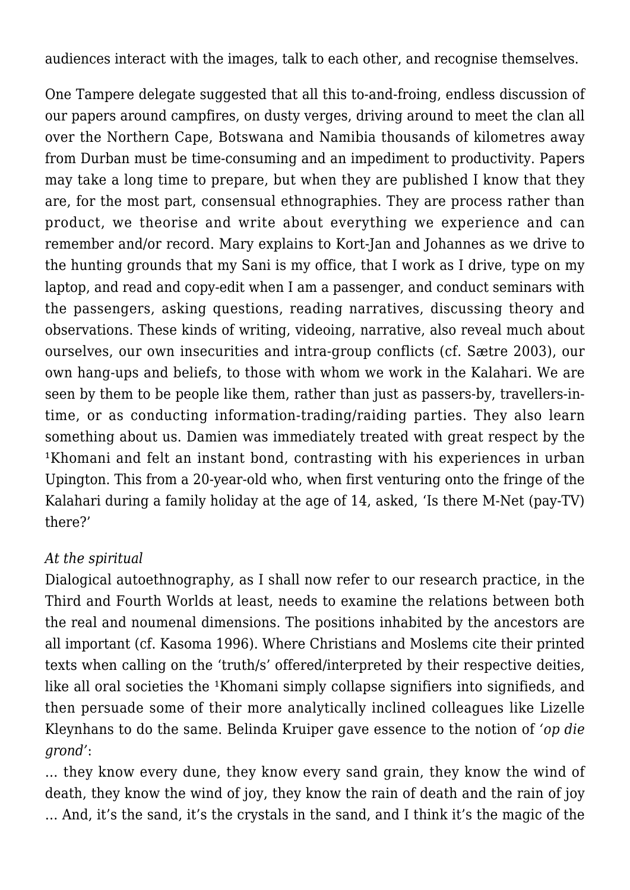audiences interact with the images, talk to each other, and recognise themselves.

One Tampere delegate suggested that all this to-and-froing, endless discussion of our papers around campfires, on dusty verges, driving around to meet the clan all over the Northern Cape, Botswana and Namibia thousands of kilometres away from Durban must be time-consuming and an impediment to productivity. Papers may take a long time to prepare, but when they are published I know that they are, for the most part, consensual ethnographies. They are process rather than product, we theorise and write about everything we experience and can remember and/or record. Mary explains to Kort-Jan and Johannes as we drive to the hunting grounds that my Sani is my office, that I work as I drive, type on my laptop, and read and copy-edit when I am a passenger, and conduct seminars with the passengers, asking questions, reading narratives, discussing theory and observations. These kinds of writing, videoing, narrative, also reveal much about ourselves, our own insecurities and intra-group conflicts (cf. Sætre 2003), our own hang-ups and beliefs, to those with whom we work in the Kalahari. We are seen by them to be people like them, rather than just as passers-by, travellers-in-time, or as conducting information-trading/raiding parties. They also learn something about us. Damien was immediately treated with great respect by the ǂKhomani and felt an instant bond, contrasting with his experiences in urban Upington. This from a 20-year-old who, when first venturing onto the fringe of the Kalahari during a family holiday at the age of 14, asked, 'Is there M-Net (pay-TV) there?'

*At the spiritual*

Dialogical autoethnography, as I shall now refer to our research practice, in the Third and Fourth Worlds at least, needs to examine the relations between both the real and noumenal dimensions. The positions inhabited by the ancestors are all important (cf. Kasoma 1996). Where Christians and Moslems cite their printed texts when calling on the 'truth/s' offered/interpreted by their respective deities, like all oral societies the ǂKhomani simply collapse signifiers into signifieds, and then persuade some of their more analytically inclined colleagues like Lizelle Kleynhans to do the same. Belinda Kruiper gave essence to the notion of *'op die grond'*:

… they know every dune, they know every sand grain, they know the wind of death, they know the wind of joy, they know the rain of death and the rain of joy … And, it's the sand, it's the crystals in the sand, and I think it's the magic of the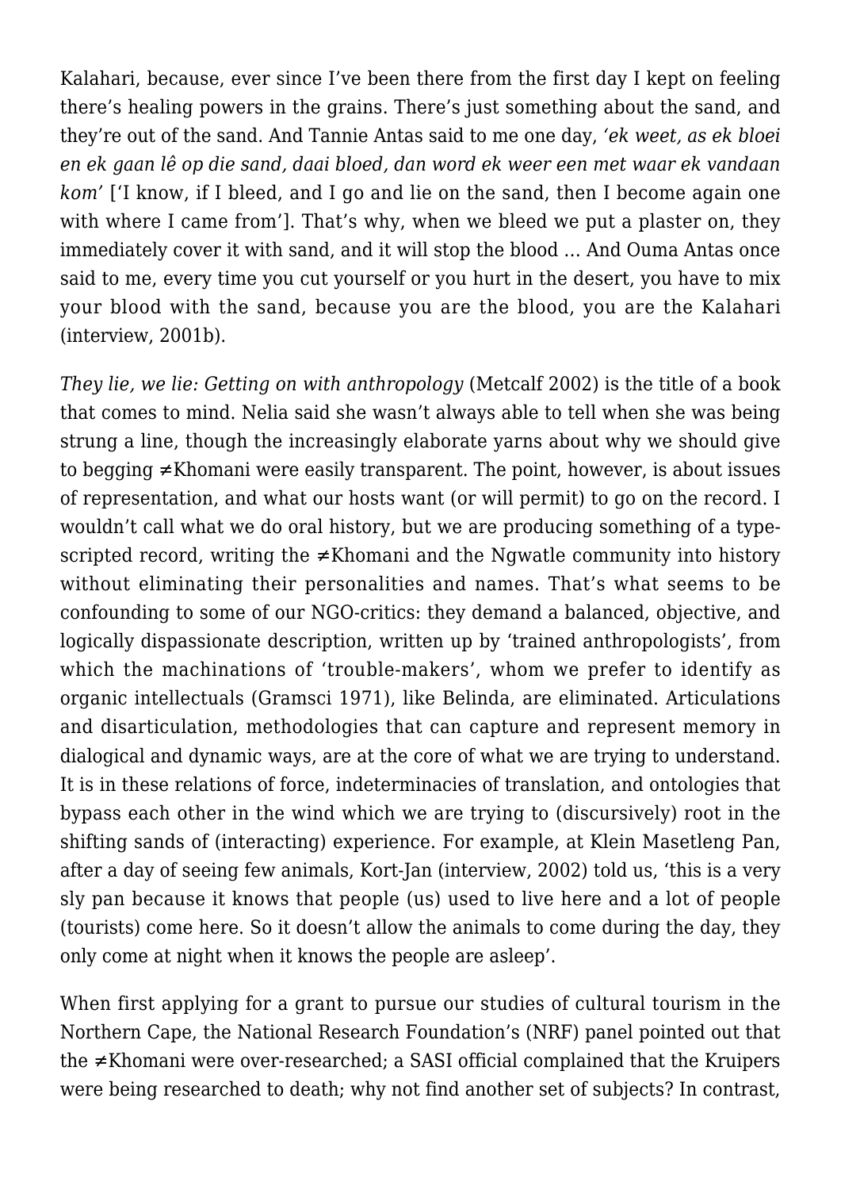Kalahari, because, ever since I've been there from the first day I kept on feeling there's healing powers in the grains. There's just something about the sand, and they're out of the sand. And Tannie Antas said to me one day, *'ek weet, as ek bloei en ek gaan lê op die sand, daai bloed, dan word ek weer een met waar ek vandaan kom'* ['I know, if I bleed, and I go and lie on the sand, then I become again one with where I came from']. That's why, when we bleed we put a plaster on, they immediately cover it with sand, and it will stop the blood … And Ouma Antas once said to me, every time you cut yourself or you hurt in the desert, you have to mix your blood with the sand, because you are the blood, you are the Kalahari (interview, 2001b).

*They lie, we lie: Getting on with anthropology* (Metcalf 2002) is the title of a book that comes to mind. Nelia said she wasn't always able to tell when she was being strung a line, though the increasingly elaborate yarns about why we should give to begging ≠Khomani were easily transparent. The point, however, is about issues of representation, and what our hosts want (or will permit) to go on the record. I wouldn't call what we do oral history, but we are producing something of a type-scripted record, writing the ≠Khomani and the Ngwatle community into history without eliminating their personalities and names. That's what seems to be confounding to some of our NGO-critics: they demand a balanced, objective, and logically dispassionate description, written up by 'trained anthropologists', from which the machinations of 'trouble-makers', whom we prefer to identify as organic intellectuals (Gramsci 1971), like Belinda, are eliminated. Articulations and disarticulation, methodologies that can capture and represent memory in dialogical and dynamic ways, are at the core of what we are trying to understand. It is in these relations of force, indeterminacies of translation, and ontologies that bypass each other in the wind which we are trying to (discursively) root in the shifting sands of (interacting) experience. For example, at Klein Masetleng Pan, after a day of seeing few animals, Kort-Jan (interview, 2002) told us, 'this is a very sly pan because it knows that people (us) used to live here and a lot of people (tourists) come here. So it doesn't allow the animals to come during the day, they only come at night when it knows the people are asleep'.

When first applying for a grant to pursue our studies of cultural tourism in the Northern Cape, the National Research Foundation's (NRF) panel pointed out that the ≠Khomani were over-researched; a SASI official complained that the Kruipers were being researched to death; why not find another set of subjects? In contrast,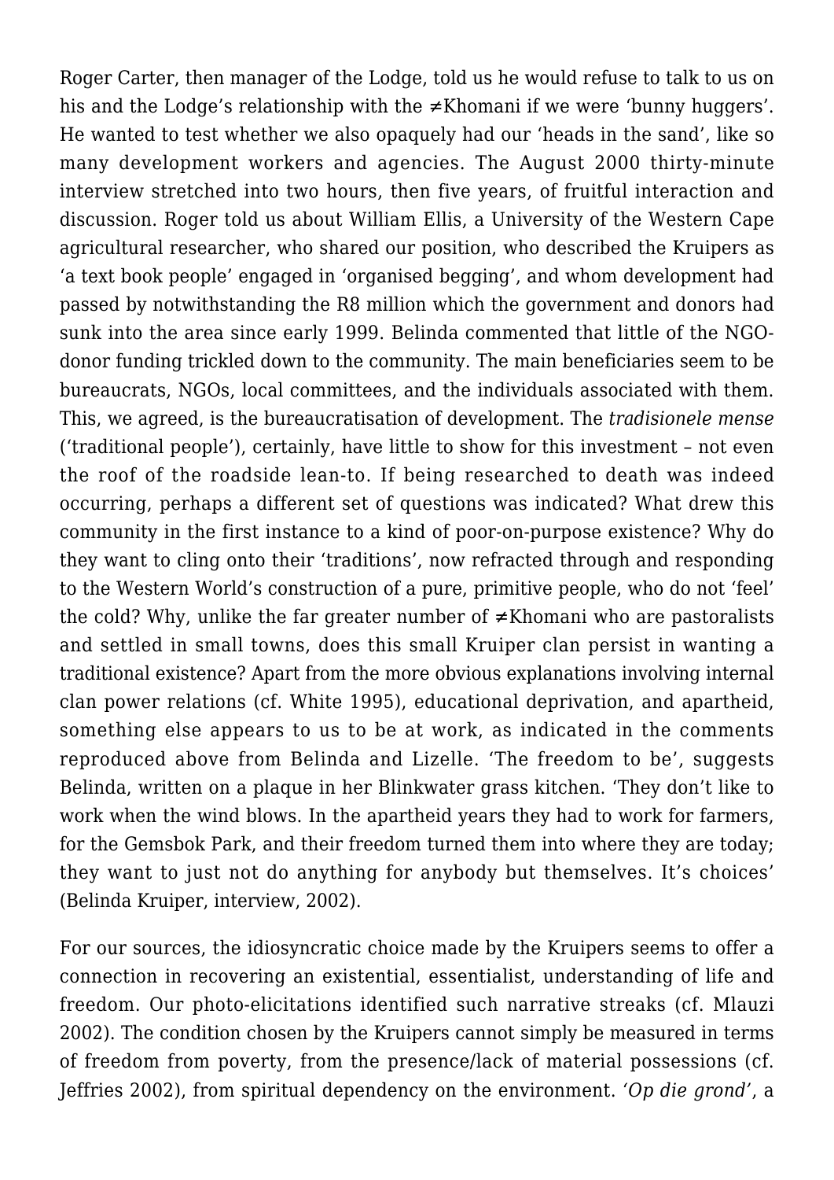Roger Carter, then manager of the Lodge, told us he would refuse to talk to us on his and the Lodge's relationship with the ≠Khomani if we were 'bunny huggers'. He wanted to test whether we also opaquely had our 'heads in the sand', like so many development workers and agencies. The August 2000 thirty-minute interview stretched into two hours, then five years, of fruitful interaction and discussion. Roger told us about William Ellis, a University of the Western Cape agricultural researcher, who shared our position, who described the Kruipers as 'a text book people' engaged in 'organised begging', and whom development had passed by notwithstanding the R8 million which the government and donors had sunk into the area since early 1999. Belinda commented that little of the NGO-donor funding trickled down to the community. The main beneficiaries seem to be bureaucrats, NGOs, local committees, and the individuals associated with them. This, we agreed, is the bureaucratisation of development. The *tradisionele mense* ('traditional people'), certainly, have little to show for this investment – not even the roof of the roadside lean-to. If being researched to death was indeed occurring, perhaps a different set of questions was indicated? What drew this community in the first instance to a kind of poor-on-purpose existence? Why do they want to cling onto their 'traditions', now refracted through and responding to the Western World's construction of a pure, primitive people, who do not 'feel' the cold? Why, unlike the far greater number of ≠Khomani who are pastoralists and settled in small towns, does this small Kruiper clan persist in wanting a traditional existence? Apart from the more obvious explanations involving internal clan power relations (cf. White 1995), educational deprivation, and apartheid, something else appears to us to be at work, as indicated in the comments reproduced above from Belinda and Lizelle. 'The freedom to be', suggests Belinda, written on a plaque in her Blinkwater grass kitchen. 'They don't like to work when the wind blows. In the apartheid years they had to work for farmers, for the Gemsbok Park, and their freedom turned them into where they are today; they want to just not do anything for anybody but themselves. It's choices' (Belinda Kruiper, interview, 2002).

For our sources, the idiosyncratic choice made by the Kruipers seems to offer a connection in recovering an existential, essentialist, understanding of life and freedom. Our photo-elicitations identified such narrative streaks (cf. Mlauzi 2002). The condition chosen by the Kruipers cannot simply be measured in terms of freedom from poverty, from the presence/lack of material possessions (cf. Jeffries 2002), from spiritual dependency on the environment. *'Op die grond'*, a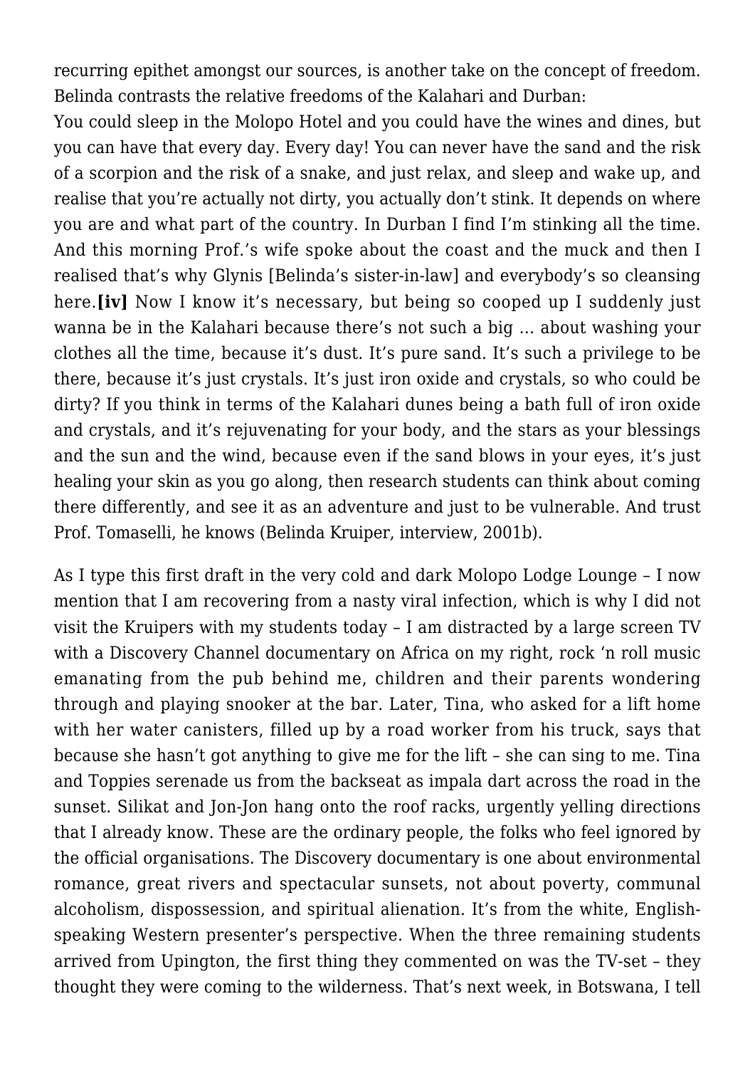recurring epithet amongst our sources, is another take on the concept of freedom. Belinda contrasts the relative freedoms of the Kalahari and Durban:

You could sleep in the Molopo Hotel and you could have the wines and dines, but you can have that every day. Every day! You can never have the sand and the risk of a scorpion and the risk of a snake, and just relax, and sleep and wake up, and realise that you're actually not dirty, you actually don't stink. It depends on where you are and what part of the country. In Durban I find I'm stinking all the time. And this morning Prof.'s wife spoke about the coast and the muck and then I realised that's why Glynis [Belinda's sister-in-law] and everybody's so cleansing here.**[iv]** Now I know it's necessary, but being so cooped up I suddenly just wanna be in the Kalahari because there's not such a big … about washing your clothes all the time, because it's dust. It's pure sand. It's such a privilege to be there, because it's just crystals. It's just iron oxide and crystals, so who could be dirty? If you think in terms of the Kalahari dunes being a bath full of iron oxide and crystals, and it's rejuvenating for your body, and the stars as your blessings and the sun and the wind, because even if the sand blows in your eyes, it's just healing your skin as you go along, then research students can think about coming there differently, and see it as an adventure and just to be vulnerable. And trust Prof. Tomaselli, he knows (Belinda Kruiper, interview, 2001b).

As I type this first draft in the very cold and dark Molopo Lodge Lounge – I now mention that I am recovering from a nasty viral infection, which is why I did not visit the Kruipers with my students today – I am distracted by a large screen TV with a Discovery Channel documentary on Africa on my right, rock 'n roll music emanating from the pub behind me, children and their parents wondering through and playing snooker at the bar. Later, Tina, who asked for a lift home with her water canisters, filled up by a road worker from his truck, says that because she hasn't got anything to give me for the lift – she can sing to me. Tina and Toppies serenade us from the backseat as impala dart across the road in the sunset. Silikat and Jon-Jon hang onto the roof racks, urgently yelling directions that I already know. These are the ordinary people, the folks who feel ignored by the official organisations. The Discovery documentary is one about environmental romance, great rivers and spectacular sunsets, not about poverty, communal alcoholism, dispossession, and spiritual alienation. It's from the white, English-speaking Western presenter's perspective. When the three remaining students arrived from Upington, the first thing they commented on was the TV-set – they thought they were coming to the wilderness. That's next week, in Botswana, I tell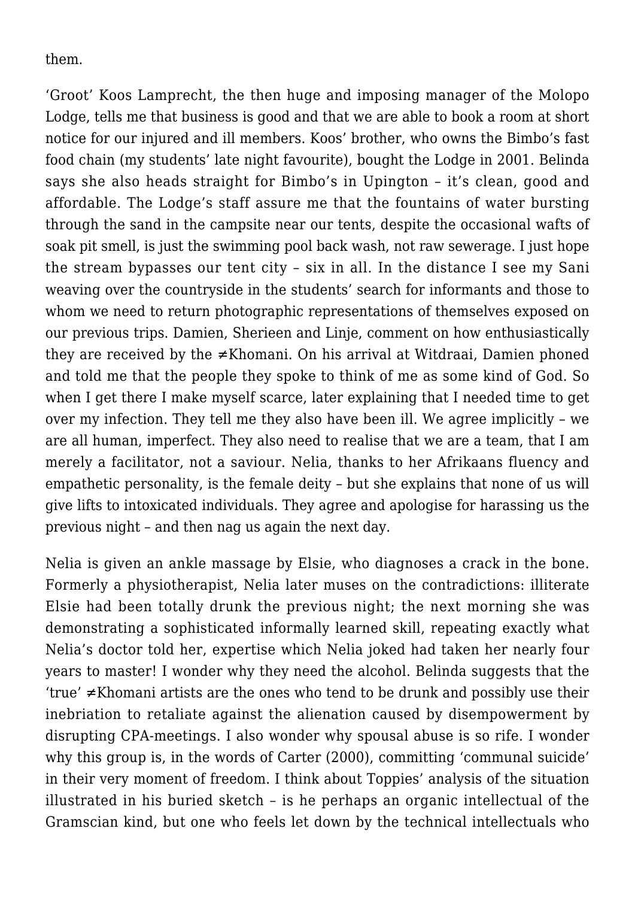them.

'Groot' Koos Lamprecht, the then huge and imposing manager of the Molopo Lodge, tells me that business is good and that we are able to book a room at short notice for our injured and ill members. Koos' brother, who owns the Bimbo's fast food chain (my students' late night favourite), bought the Lodge in 2001. Belinda says she also heads straight for Bimbo's in Upington – it's clean, good and affordable. The Lodge's staff assure me that the fountains of water bursting through the sand in the campsite near our tents, despite the occasional wafts of soak pit smell, is just the swimming pool back wash, not raw sewerage. I just hope the stream bypasses our tent city – six in all. In the distance I see my Sani weaving over the countryside in the students' search for informants and those to whom we need to return photographic representations of themselves exposed on our previous trips. Damien, Sherieen and Linje, comment on how enthusiastically they are received by the ≠Khomani. On his arrival at Witdraai, Damien phoned and told me that the people they spoke to think of me as some kind of God. So when I get there I make myself scarce, later explaining that I needed time to get over my infection. They tell me they also have been ill. We agree implicitly – we are all human, imperfect. They also need to realise that we are a team, that I am merely a facilitator, not a saviour. Nelia, thanks to her Afrikaans fluency and empathetic personality, is the female deity – but she explains that none of us will give lifts to intoxicated individuals. They agree and apologise for harassing us the previous night – and then nag us again the next day.

Nelia is given an ankle massage by Elsie, who diagnoses a crack in the bone. Formerly a physiotherapist, Nelia later muses on the contradictions: illiterate Elsie had been totally drunk the previous night; the next morning she was demonstrating a sophisticated informally learned skill, repeating exactly what Nelia's doctor told her, expertise which Nelia joked had taken her nearly four years to master! I wonder why they need the alcohol. Belinda suggests that the 'true' ≠Khomani artists are the ones who tend to be drunk and possibly use their inebriation to retaliate against the alienation caused by disempowerment by disrupting CPA-meetings. I also wonder why spousal abuse is so rife. I wonder why this group is, in the words of Carter (2000), committing 'communal suicide' in their very moment of freedom. I think about Toppies' analysis of the situation illustrated in his buried sketch – is he perhaps an organic intellectual of the Gramscian kind, but one who feels let down by the technical intellectuals who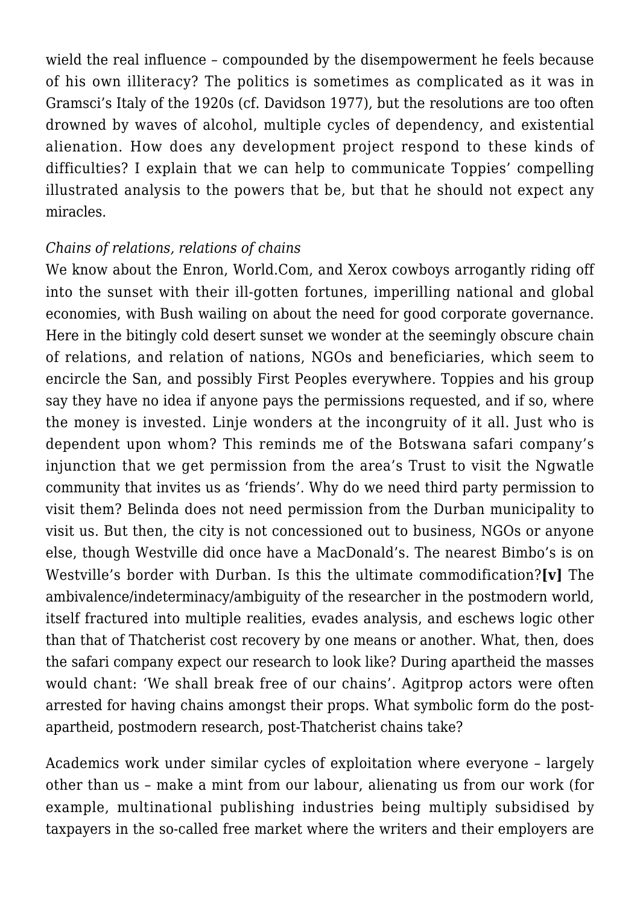wield the real influence – compounded by the disempowerment he feels because of his own illiteracy? The politics is sometimes as complicated as it was in Gramsci's Italy of the 1920s (cf. Davidson 1977), but the resolutions are too often drowned by waves of alcohol, multiple cycles of dependency, and existential alienation. How does any development project respond to these kinds of difficulties? I explain that we can help to communicate Toppies' compelling illustrated analysis to the powers that be, but that he should not expect any miracles.

*Chains of relations, relations of chains*

We know about the Enron, World.Com, and Xerox cowboys arrogantly riding off into the sunset with their ill-gotten fortunes, imperilling national and global economies, with Bush wailing on about the need for good corporate governance. Here in the bitingly cold desert sunset we wonder at the seemingly obscure chain of relations, and relation of nations, NGOs and beneficiaries, which seem to encircle the San, and possibly First Peoples everywhere. Toppies and his group say they have no idea if anyone pays the permissions requested, and if so, where the money is invested. Linje wonders at the incongruity of it all. Just who is dependent upon whom? This reminds me of the Botswana safari company's injunction that we get permission from the area's Trust to visit the Ngwatle community that invites us as 'friends'. Why do we need third party permission to visit them? Belinda does not need permission from the Durban municipality to visit us. But then, the city is not concessioned out to business, NGOs or anyone else, though Westville did once have a MacDonald's. The nearest Bimbo's is on Westville's border with Durban. Is this the ultimate commodification?**[v]** The ambivalence/indeterminacy/ambiguity of the researcher in the postmodern world, itself fractured into multiple realities, evades analysis, and eschews logic other than that of Thatcherist cost recovery by one means or another. What, then, does the safari company expect our research to look like? During apartheid the masses would chant: 'We shall break free of our chains'. Agitprop actors were often arrested for having chains amongst their props. What symbolic form do the post-apartheid, postmodern research, post-Thatcherist chains take?

Academics work under similar cycles of exploitation where everyone – largely other than us – make a mint from our labour, alienating us from our work (for example, multinational publishing industries being multiply subsidised by taxpayers in the so-called free market where the writers and their employers are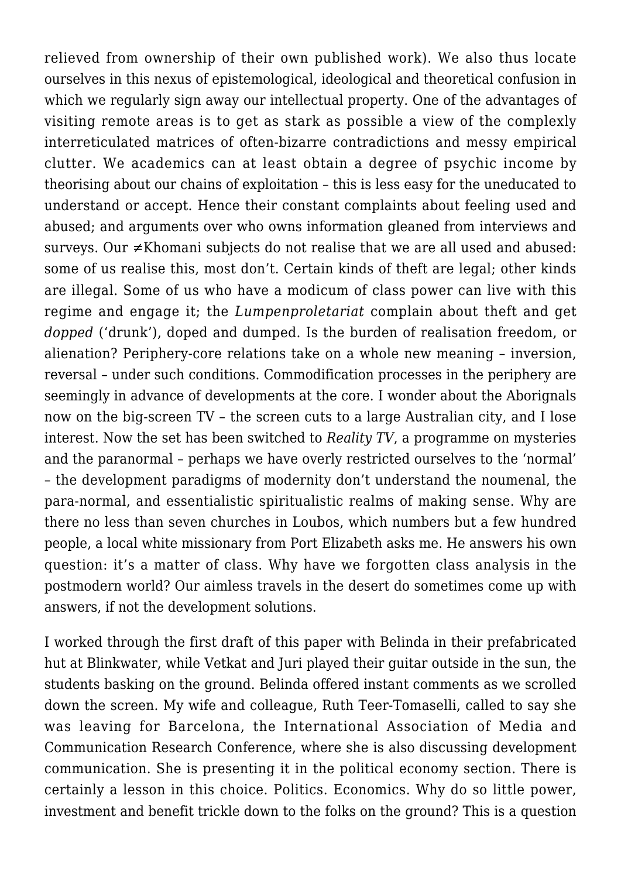relieved from ownership of their own published work). We also thus locate ourselves in this nexus of epistemological, ideological and theoretical confusion in which we regularly sign away our intellectual property. One of the advantages of visiting remote areas is to get as stark as possible a view of the complexly interreticulated matrices of often-bizarre contradictions and messy empirical clutter. We academics can at least obtain a degree of psychic income by theorising about our chains of exploitation – this is less easy for the uneducated to understand or accept. Hence their constant complaints about feeling used and abused; and arguments over who owns information gleaned from interviews and surveys. Our ≠Khomani subjects do not realise that we are all used and abused: some of us realise this, most don't. Certain kinds of theft are legal; other kinds are illegal. Some of us who have a modicum of class power can live with this regime and engage it; the *Lumpenproletariat* complain about theft and get *dopped* ('drunk'), doped and dumped. Is the burden of realisation freedom, or alienation? Periphery-core relations take on a whole new meaning – inversion, reversal – under such conditions. Commodification processes in the periphery are seemingly in advance of developments at the core. I wonder about the Aborignals now on the big-screen TV – the screen cuts to a large Australian city, and I lose interest. Now the set has been switched to *Reality TV*, a programme on mysteries and the paranormal – perhaps we have overly restricted ourselves to the 'normal' – the development paradigms of modernity don't understand the noumenal, the para-normal, and essentialistic spiritualistic realms of making sense. Why are there no less than seven churches in Loubos, which numbers but a few hundred people, a local white missionary from Port Elizabeth asks me. He answers his own question: it's a matter of class. Why have we forgotten class analysis in the postmodern world? Our aimless travels in the desert do sometimes come up with answers, if not the development solutions.

I worked through the first draft of this paper with Belinda in their prefabricated hut at Blinkwater, while Vetkat and Juri played their guitar outside in the sun, the students basking on the ground. Belinda offered instant comments as we scrolled down the screen. My wife and colleague, Ruth Teer-Tomaselli, called to say she was leaving for Barcelona, the International Association of Media and Communication Research Conference, where she is also discussing development communication. She is presenting it in the political economy section. There is certainly a lesson in this choice. Politics. Economics. Why do so little power, investment and benefit trickle down to the folks on the ground? This is a question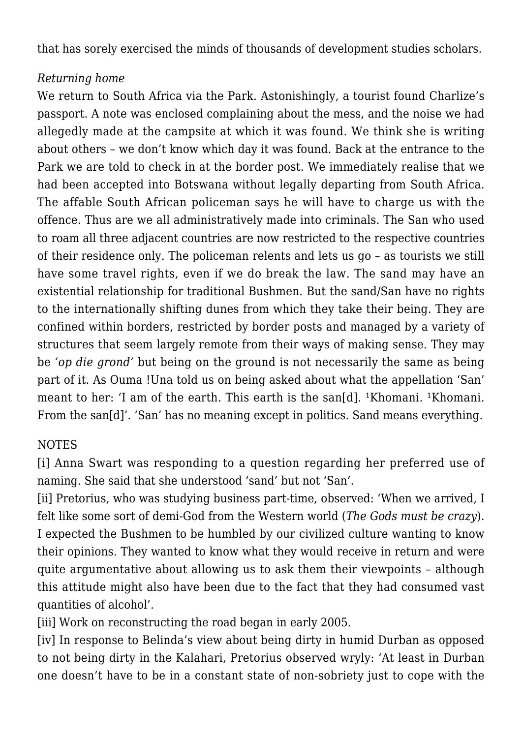that has sorely exercised the minds of thousands of development studies scholars.

*Returning home*

We return to South Africa via the Park. Astonishingly, a tourist found Charlize's passport. A note was enclosed complaining about the mess, and the noise we had allegedly made at the campsite at which it was found. We think she is writing about others – we don't know which day it was found. Back at the entrance to the Park we are told to check in at the border post. We immediately realise that we had been accepted into Botswana without legally departing from South Africa. The affable South African policeman says he will have to charge us with the offence. Thus are we all administratively made into criminals. The San who used to roam all three adjacent countries are now restricted to the respective countries of their residence only. The policeman relents and lets us go – as tourists we still have some travel rights, even if we do break the law. The sand may have an existential relationship for traditional Bushmen. But the sand/San have no rights to the internationally shifting dunes from which they take their being. They are confined within borders, restricted by border posts and managed by a variety of structures that seem largely remote from their ways of making sense. They may be *'op die grond'* but being on the ground is not necessarily the same as being part of it. As Ouma !Una told us on being asked about what the appellation 'San' meant to her: 'I am of the earth. This earth is the san[d]. ǂKhomani. ǂKhomani. From the san[d]'. 'San' has no meaning except in politics. Sand means everything.

NOTES

[i] Anna Swart was responding to a question regarding her preferred use of naming. She said that she understood 'sand' but not 'San'.

[ii] Pretorius, who was studying business part-time, observed: 'When we arrived, I felt like some sort of demi-God from the Western world (*The Gods must be crazy*). I expected the Bushmen to be humbled by our civilized culture wanting to know their opinions. They wanted to know what they would receive in return and were quite argumentative about allowing us to ask them their viewpoints – although this attitude might also have been due to the fact that they had consumed vast quantities of alcohol'.

[iii] Work on reconstructing the road began in early 2005.

[iv] In response to Belinda's view about being dirty in humid Durban as opposed to not being dirty in the Kalahari, Pretorius observed wryly: 'At least in Durban one doesn't have to be in a constant state of non-sobriety just to cope with the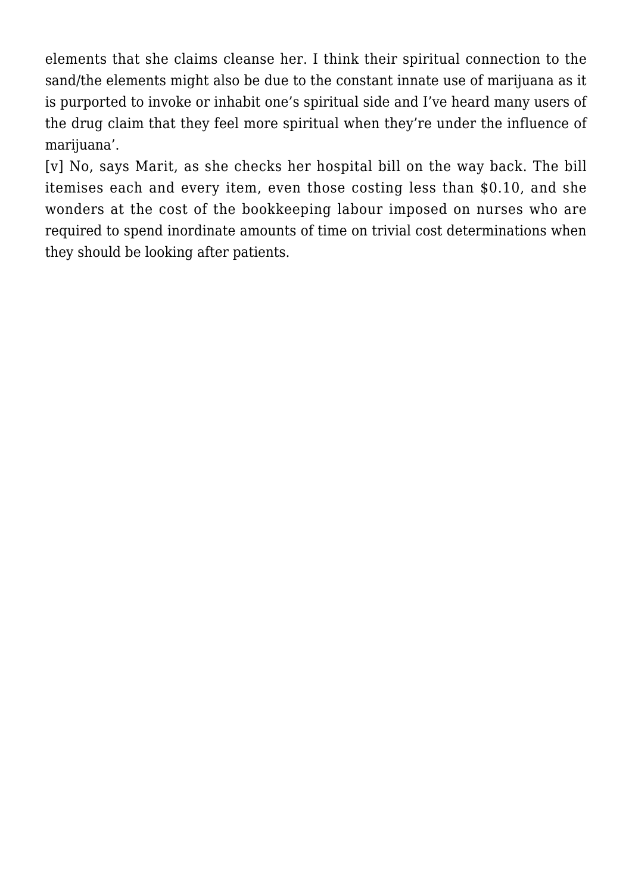elements that she claims cleanse her. I think their spiritual connection to the sand/the elements might also be due to the constant innate use of marijuana as it is purported to invoke or inhabit one's spiritual side and I've heard many users of the drug claim that they feel more spiritual when they're under the influence of marijuana'.

[v] No, says Marit, as she checks her hospital bill on the way back. The bill itemises each and every item, even those costing less than $0.10, and she wonders at the cost of the bookkeeping labour imposed on nurses who are required to spend inordinate amounts of time on trivial cost determinations when they should be looking after patients.